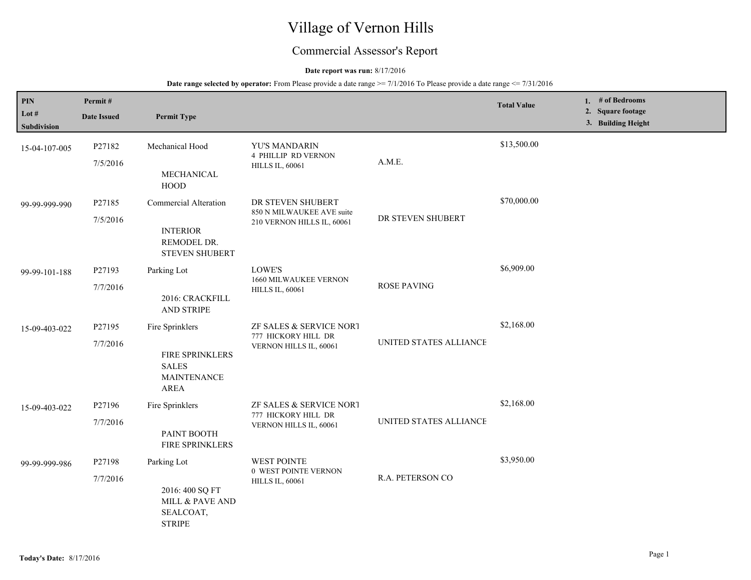# Village of Vernon Hills

## Commercial Assessor's Report

**Date report was run:** 8/17/2016

**Date range selected by operator:** From Please provide a date range >= 7/1/2016 To Please provide a date range <= 7/31/2016

| PIN / Lot # / Subdivision | Permit # / Date Issued | Permit Type | | | Total Value | 1. # of Bedrooms 2. Square footage 3. Building Height |
|---|---|---|---|---|---|---|
| 15-04-107-005 | P27182 7/5/2016 | Mechanical Hood<br>MECHANICAL HOOD | YU'S MANDARIN<br>4 PHILLIP RD VERNON HILLS IL, 60061 | A.M.E. | $13,500.00 | |
| 99-99-999-990 | P27185 7/5/2016 | Commercial Alteration<br>INTERIOR REMODEL DR. STEVEN SHUBERT | DR STEVEN SHUBERT<br>850 N MILWAUKEE AVE suite 210 VERNON HILLS IL, 60061 | DR STEVEN SHUBERT | $70,000.00 | |
| 99-99-101-188 | P27193 7/7/2016 | Parking Lot<br>2016: CRACKFILL AND STRIPE | LOWE'S<br>1660 MILWAUKEE VERNON HILLS IL, 60061 | ROSE PAVING | $6,909.00 | |
| 15-09-403-022 | P27195 7/7/2016 | Fire Sprinklers<br>FIRE SPRINKLERS SALES MAINTENANCE AREA | ZF SALES & SERVICE NORT<br>777 HICKORY HILL DR VERNON HILLS IL, 60061 | UNITED STATES ALLIANCE | $2,168.00 | |
| 15-09-403-022 | P27196 7/7/2016 | Fire Sprinklers<br>PAINT BOOTH FIRE SPRINKLERS | ZF SALES & SERVICE NORT<br>777 HICKORY HILL DR VERNON HILLS IL, 60061 | UNITED STATES ALLIANCE | $2,168.00 | |
| 99-99-999-986 | P27198 7/7/2016 | Parking Lot<br>2016: 400 SQ FT MILL & PAVE AND SEALCOAT, STRIPE | WEST POINTE<br>0 WEST POINTE VERNON HILLS IL, 60061 | R.A. PETERSON CO | $3,950.00 | |

**Today's Date:** 8/17/2016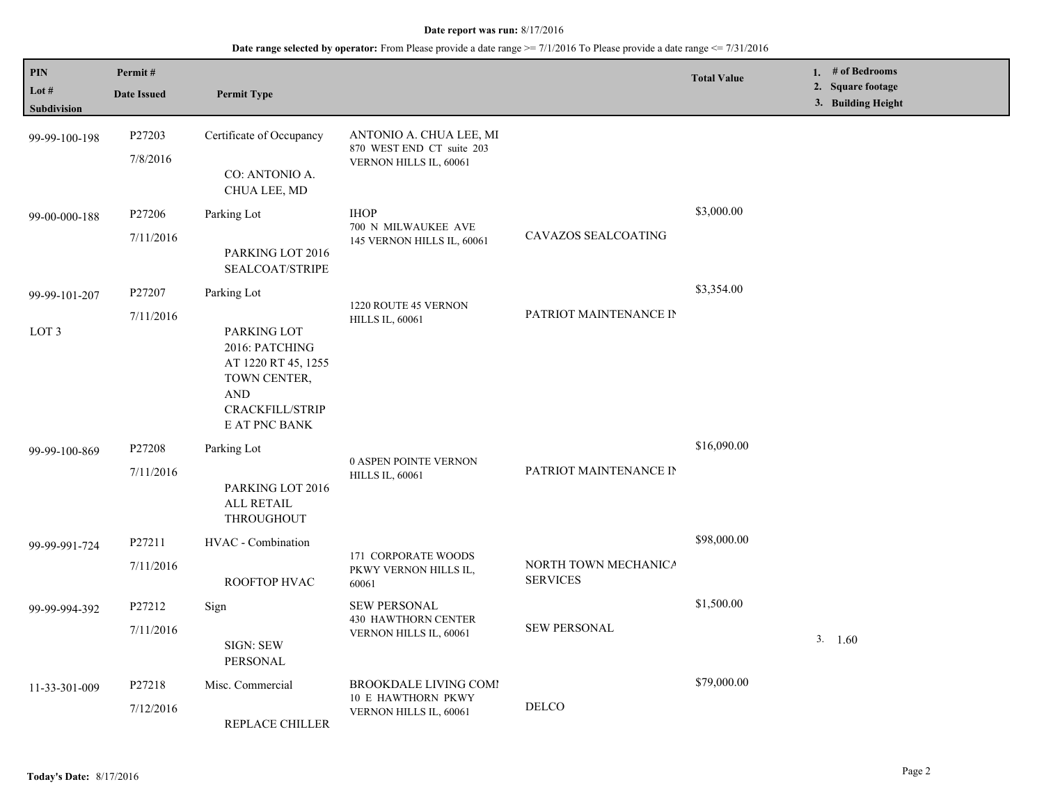**Date report was run:** 8/17/2016

**Date range selected by operator:** From Please provide a date range >= 7/1/2016 To Please provide a date range <= 7/31/2016

| PIN<br>Lot #<br>Subdivision | Permit #<br>Date Issued | Permit Type | | | Total Value | 1. # of Bedrooms<br>2. Square footage<br>3. Building Height |
|---|---|---|---|---|---|---|
| 99-99-100-198 | P27203<br>7/8/2016 | Certificate of Occupancy<br>CO: ANTONIO A. CHUA LEE, MD | ANTONIO A. CHUA LEE, MI<br>870 WEST END CT suite 203<br>VERNON HILLS IL, 60061 | | | |
| 99-00-000-188 | P27206<br>7/11/2016 | Parking Lot<br>PARKING LOT 2016 SEALCOAT/STRIPE | IHOP<br>700 N MILWAUKEE AVE<br>145 VERNON HILLS IL, 60061 | CAVAZOS SEALCOATING | $3,000.00 | |
| 99-99-101-207<br>LOT 3 | P27207<br>7/11/2016 | Parking Lot<br>PARKING LOT 2016: PATCHING AT 1220 RT 45, 1255 TOWN CENTER, AND CRACKFILL/STRIPE AT PNC BANK | 1220 ROUTE 45 VERNON HILLS IL, 60061 | PATRIOT MAINTENANCE IN | $3,354.00 | |
| 99-99-100-869 | P27208<br>7/11/2016 | Parking Lot<br>PARKING LOT 2016 ALL RETAIL THROUGHOUT | 0 ASPEN POINTE VERNON HILLS IL, 60061 | PATRIOT MAINTENANCE IN | $16,090.00 | |
| 99-99-991-724 | P27211<br>7/11/2016 | HVAC - Combination<br>ROOFTOP HVAC | 171 CORPORATE WOODS PKWY VERNON HILLS IL, 60061 | NORTH TOWN MECHANICA SERVICES | $98,000.00 | |
| 99-99-994-392 | P27212<br>7/11/2016 | Sign<br>SIGN: SEW PERSONAL | SEW PERSONAL<br>430 HAWTHORN CENTER<br>VERNON HILLS IL, 60061 | SEW PERSONAL | $1,500.00 | 3. 1.60 |
| 11-33-301-009 | P27218<br>7/12/2016 | Misc. Commercial<br>REPLACE CHILLER | BROOKDALE LIVING COMI<br>10 E HAWTHORN PKWY<br>VERNON HILLS IL, 60061 | DELCO | $79,000.00 | |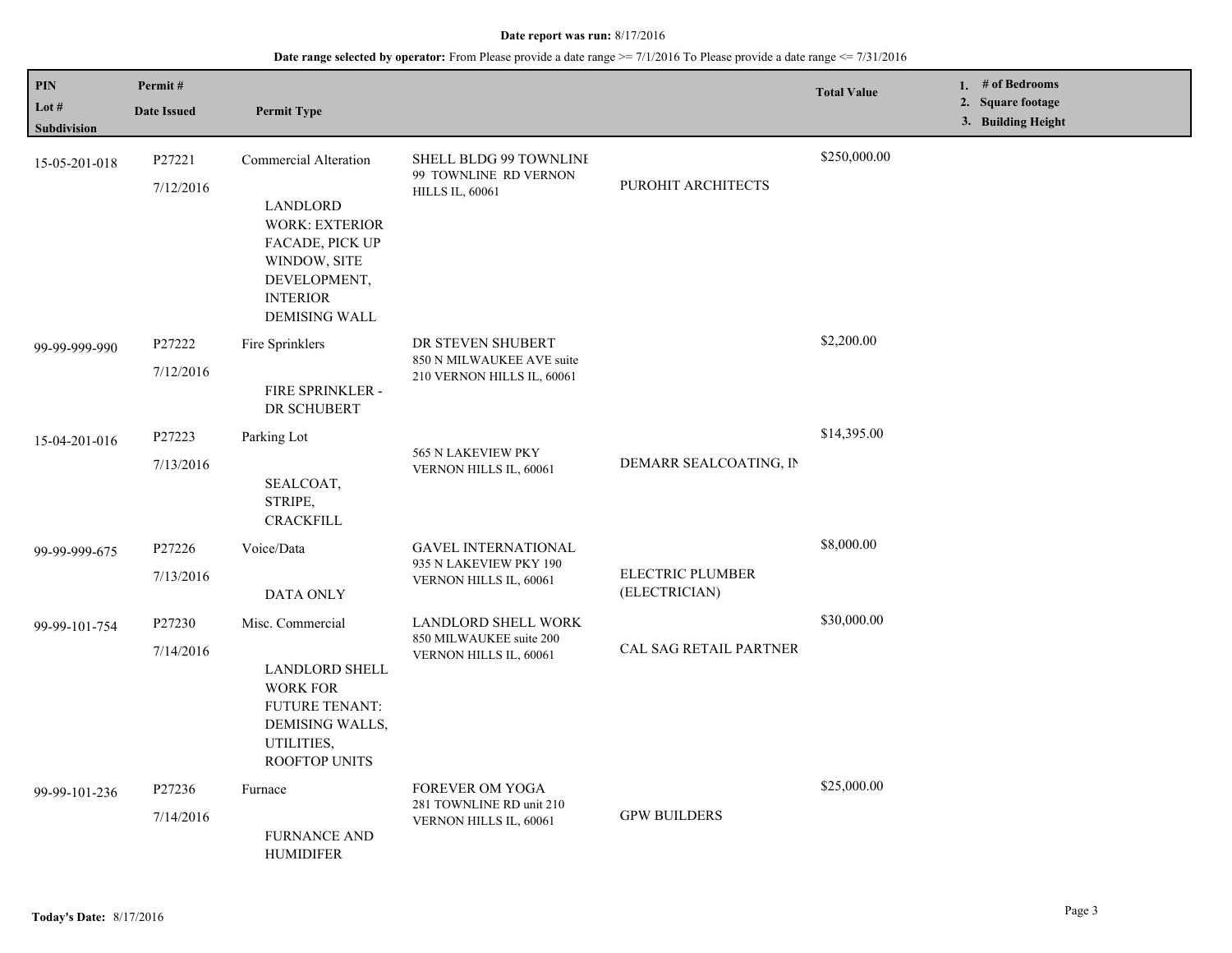**Date report was run:** 8/17/2016

**Date range selected by operator:** From Please provide a date range >= 7/1/2016 To Please provide a date range <= 7/31/2016

| PIN<br>Lot #<br>Subdivision | Permit #<br>Date Issued | Permit Type | | | Total Value | 1. # of Bedrooms<br>2. Square footage<br>3. Building Height |
|---|---|---|---|---|---|---|
| 15-05-201-018 | P27221<br>7/12/2016 | Commercial Alteration<br><br>LANDLORD WORK: EXTERIOR FACADE, PICK UP WINDOW, SITE DEVELOPMENT, INTERIOR DEMISING WALL | SHELL BLDG 99 TOWNLINE<br>99 TOWNLINE RD VERNON HILLS IL, 60061 | PUROHIT ARCHITECTS | $250,000.00 | |
| 99-99-999-990 | P27222<br>7/12/2016 | Fire Sprinklers<br><br>FIRE SPRINKLER - DR SCHUBERT | DR STEVEN SHUBERT<br>850 N MILWAUKEE AVE suite 210 VERNON HILLS IL, 60061 | | $2,200.00 | |
| 15-04-201-016 | P27223<br>7/13/2016 | Parking Lot<br><br>SEALCOAT, STRIPE, CRACKFILL | 565 N LAKEVIEW PKY VERNON HILLS IL, 60061 | DEMARR SEALCOATING, IN | $14,395.00 | |
| 99-99-999-675 | P27226<br>7/13/2016 | Voice/Data<br><br>DATA ONLY | GAVEL INTERNATIONAL<br>935 N LAKEVIEW PKY 190 VERNON HILLS IL, 60061 | ELECTRIC PLUMBER (ELECTRICIAN) | $8,000.00 | |
| 99-99-101-754 | P27230<br>7/14/2016 | Misc. Commercial<br><br>LANDLORD SHELL WORK FOR FUTURE TENANT: DEMISING WALLS, UTILITIES, ROOFTOP UNITS | LANDLORD SHELL WORK<br>850 MILWAUKEE suite 200 VERNON HILLS IL, 60061 | CAL SAG RETAIL PARTNER | $30,000.00 | |
| 99-99-101-236 | P27236<br>7/14/2016 | Furnace<br><br>FURNANCE AND HUMIDIFER | FOREVER OM YOGA<br>281 TOWNLINE RD unit 210 VERNON HILLS IL, 60061 | GPW BUILDERS | $25,000.00 | |

**Today's Date:** 8/17/2016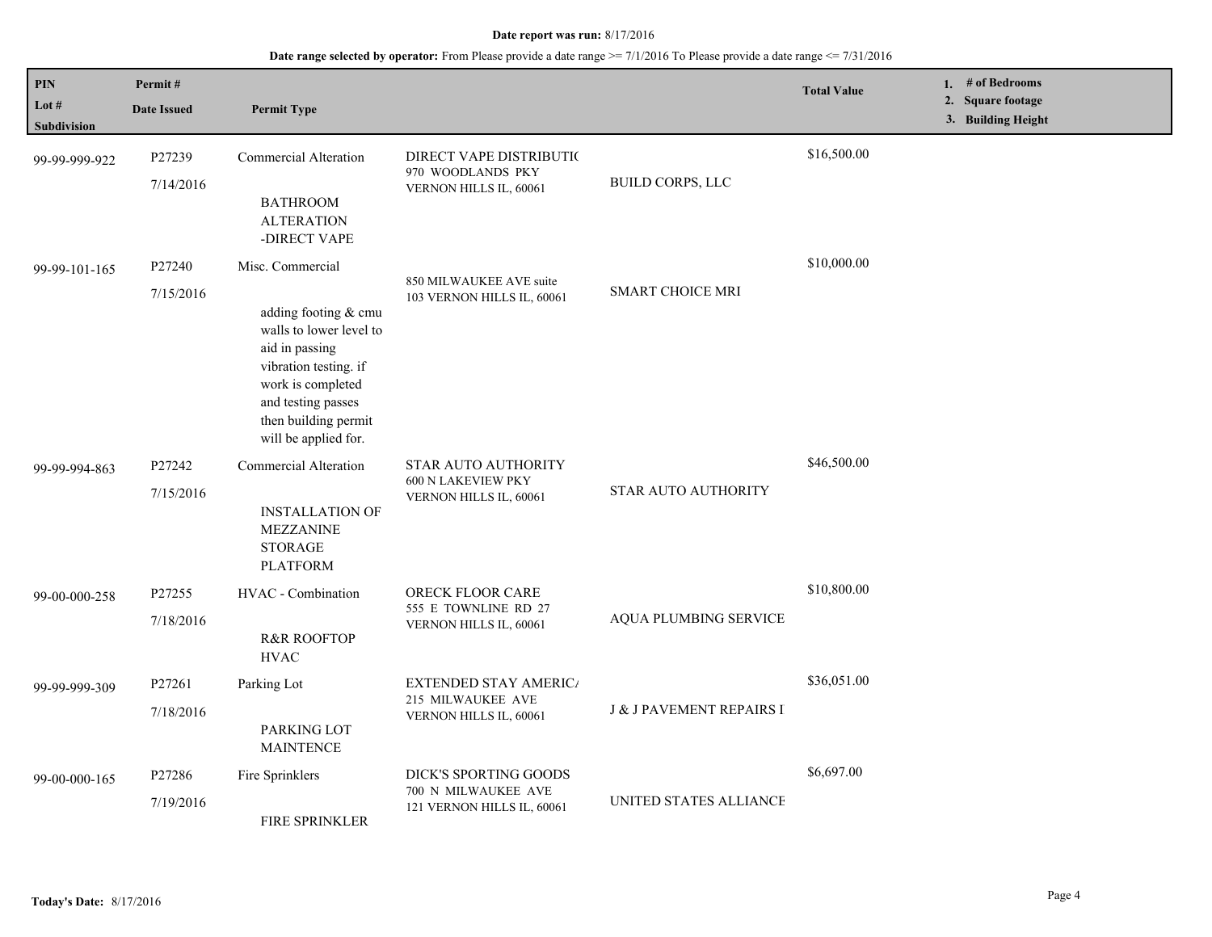**Date report was run:** 8/17/2016

**Date range selected by operator:** From Please provide a date range >= 7/1/2016 To Please provide a date range <= 7/31/2016

| PIN / Lot # / Subdivision | Permit # / Date Issued | Permit Type | | | Total Value | 1. # of Bedrooms 2. Square footage 3. Building Height |
|---|---|---|---|---|---|---|
| 99-99-999-922 | P27239<br>7/14/2016 | Commercial Alteration<br><br>BATHROOM ALTERATION -DIRECT VAPE | DIRECT VAPE DISTRIBUTI(<br>970 WOODLANDS PKY<br>VERNON HILLS IL, 60061 | BUILD CORPS, LLC | $16,500.00 | |
| 99-99-101-165 | P27240<br>7/15/2016 | Misc. Commercial<br><br>adding footing & cmu walls to lower level to aid in passing vibration testing. if work is completed and testing passes then building permit will be applied for. | 850 MILWAUKEE AVE suite 103 VERNON HILLS IL, 60061 | SMART CHOICE MRI | $10,000.00 | |
| 99-99-994-863 | P27242<br>7/15/2016 | Commercial Alteration<br><br>INSTALLATION OF MEZZANINE STORAGE PLATFORM | STAR AUTO AUTHORITY<br>600 N LAKEVIEW PKY<br>VERNON HILLS IL, 60061 | STAR AUTO AUTHORITY | $46,500.00 | |
| 99-00-000-258 | P27255<br>7/18/2016 | HVAC - Combination<br><br>R&R ROOFTOP HVAC | ORECK FLOOR CARE<br>555 E TOWNLINE RD 27<br>VERNON HILLS IL, 60061 | AQUA PLUMBING SERVICE | $10,800.00 | |
| 99-99-999-309 | P27261<br>7/18/2016 | Parking Lot<br><br>PARKING LOT MAINTENCE | EXTENDED STAY AMERIC/<br>215 MILWAUKEE AVE<br>VERNON HILLS IL, 60061 | J & J PAVEMENT REPAIRS I | $36,051.00 | |
| 99-00-000-165 | P27286<br>7/19/2016 | Fire Sprinklers<br><br>FIRE SPRINKLER | DICK'S SPORTING GOODS<br>700 N MILWAUKEE AVE<br>121 VERNON HILLS IL, 60061 | UNITED STATES ALLIANCE | $6,697.00 | |

**Today's Date:** 8/17/2016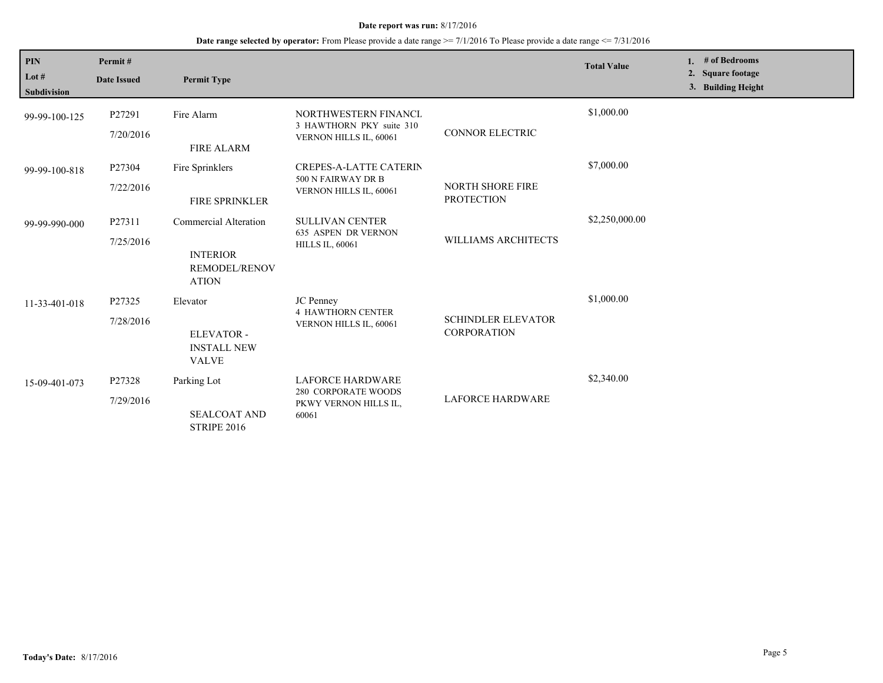**Date report was run:** 8/17/2016

**Date range selected by operator:** From Please provide a date range >= 7/1/2016 To Please provide a date range <= 7/31/2016

| PIN<br>Lot #<br>Subdivision | Permit #<br>Date Issued | Permit Type | | | Total Value | 1. # of Bedrooms<br>2. Square footage<br>3. Building Height |
|---|---|---|---|---|---|---|
| 99-99-100-125 | P27291<br>7/20/2016 | Fire Alarm<br>FIRE ALARM | NORTHWESTERN FINANCL<br>3 HAWTHORN PKY suite 310<br>VERNON HILLS IL, 60061 | CONNOR ELECTRIC | $1,000.00 | |
| 99-99-100-818 | P27304<br>7/22/2016 | Fire Sprinklers<br>FIRE SPRINKLER | CREPES-A-LATTE CATERIN<br>500 N FAIRWAY DR B<br>VERNON HILLS IL, 60061 | NORTH SHORE FIRE PROTECTION | $7,000.00 | |
| 99-99-990-000 | P27311<br>7/25/2016 | Commercial Alteration<br>INTERIOR REMODEL/RENOVATION | SULLIVAN CENTER<br>635 ASPEN DR VERNON HILLS IL, 60061 | WILLIAMS ARCHITECTS | $2,250,000.00 | |
| 11-33-401-018 | P27325<br>7/28/2016 | Elevator<br>ELEVATOR - INSTALL NEW VALVE | JC Penney<br>4 HAWTHORN CENTER<br>VERNON HILLS IL, 60061 | SCHINDLER ELEVATOR CORPORATION | $1,000.00 | |
| 15-09-401-073 | P27328<br>7/29/2016 | Parking Lot<br>SEALCOAT AND STRIPE 2016 | LAFORCE HARDWARE<br>280 CORPORATE WOODS PKWY VERNON HILLS IL, 60061 | LAFORCE HARDWARE | $2,340.00 | |

**Today's Date:** 8/17/2016